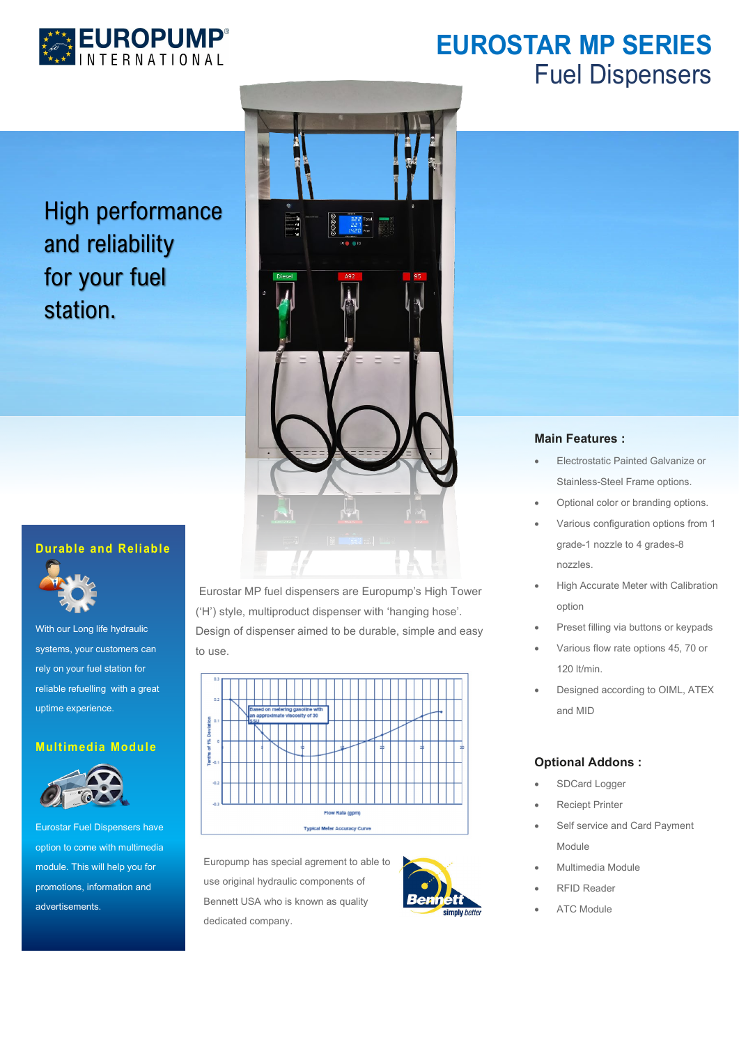EUROPUMP® INTERNATIONAL

# EUROSTAR MP SERIES
## Fuel Dispensers

High performance and reliability for your fuel station.

### Durable and Reliable

With our Long life hydraulic systems, your customers can rely on your fuel station for reliable refuelling with a great uptime experience.

### Multimedia Module

Eurostar Fuel Dispensers have option to come with multimedia module. This will help you for promotions, information and advertisements.

Eurostar MP fuel dispensers are Europump's High Tower ('H') style, multiproduct dispenser with 'hanging hose'. Design of dispenser aimed to be durable, simple and easy to use.

Typical Meter Accuracy Curve

Europump has special agrement to able to use original hydraulic components of Bennett USA who is known as quality dedicated company.

### Main Features :

- Electrostatic Painted Galvanize or Stainless-Steel Frame options.
- Optional color or branding options.
- Various configuration options from 1 grade-1 nozzle to 4 grades-8 nozzles.
- High Accurate Meter with Calibration option
- Preset filling via buttons or keypads
- Various flow rate options 45, 70 or 120 lt/min.
- Designed according to OIML, ATEX and MID

### Optional Addons :

- SDCard Logger
- Reciept Printer
- Self service and Card Payment Module
- Multimedia Module
- RFID Reader
- ATC Module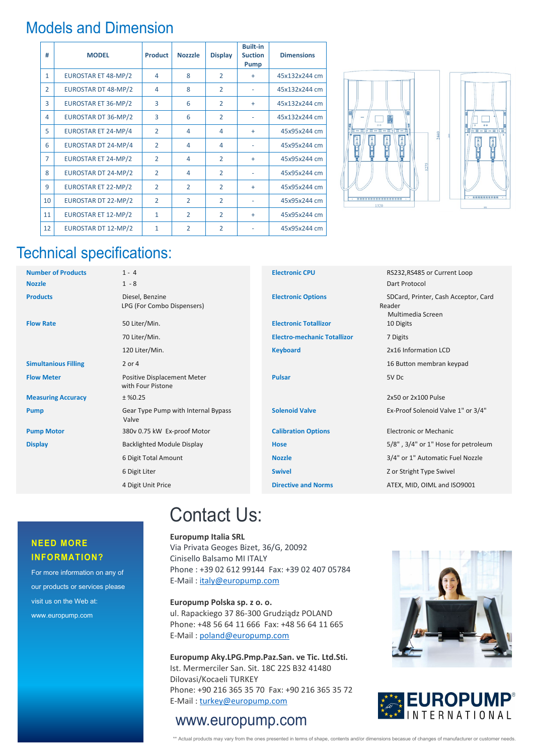## Models and Dimension

| # | MODEL | Product | Nozzle | Display | Built-in Suction Pump | Dimensions |
|---|---|---|---|---|---|---|
| 1 | EUROSTAR ET 48-MP/2 | 4 | 8 | 2 | + | 45x132x244 cm |
| 2 | EUROSTAR DT 48-MP/2 | 4 | 8 | 2 | - | 45x132x244 cm |
| 3 | EUROSTAR ET 36-MP/2 | 3 | 6 | 2 | + | 45x132x244 cm |
| 4 | EUROSTAR DT 36-MP/2 | 3 | 6 | 2 | - | 45x132x244 cm |
| 5 | EUROSTAR ET 24-MP/4 | 2 | 4 | 4 | + | 45x95x244 cm |
| 6 | EUROSTAR DT 24-MP/4 | 2 | 4 | 4 | - | 45x95x244 cm |
| 7 | EUROSTAR ET 24-MP/2 | 2 | 4 | 2 | + | 45x95x244 cm |
| 8 | EUROSTAR DT 24-MP/2 | 2 | 4 | 2 | - | 45x95x244 cm |
| 9 | EUROSTAR ET 22-MP/2 | 2 | 2 | 2 | + | 45x95x244 cm |
| 10 | EUROSTAR DT 22-MP/2 | 2 | 2 | 2 | - | 45x95x244 cm |
| 11 | EUROSTAR ET 12-MP/2 | 1 | 2 | 2 | + | 45x95x244 cm |
| 12 | EUROSTAR DT 12-MP/2 | 1 | 2 | 2 | - | 45x95x244 cm |

2440
1225
1320

## Technical specifications:

| | |
|---|---|
| **Number of Products** | 1 - 4 |
| **Nozzle** | 1 - 8 |
| **Products** | Diesel, Benzine<br>LPG (For Combo Dispensers) |
| **Flow Rate** | 50 Liter/Min.<br>70 Liter/Min.<br>120 Liter/Min. |
| **Simultanious Filling** | 2 or 4 |
| **Flow Meter** | Positive Displacement Meter with Four Pistone |
| **Measuring Accuracy** | ± %0.25 |
| **Pump** | Gear Type Pump with Internal Bypass Valve |
| **Pump Motor** | 380v 0.75 kW Ex-proof Motor |
| **Display** | Backlighted Module Display<br>6 Digit Total Amount<br>6 Digit Liter<br>4 Digit Unit Price |

| | |
|---|---|
| **Electronic CPU** | RS232,RS485 or Current Loop<br>Dart Protocol |
| **Electronic Options** | SDCard, Printer, Cash Acceptor, Card Reader<br>Multimedia Screen |
| **Electronic Totallizor** | 10 Digits |
| **Electro-mechanic Totallizor** | 7 Digits |
| **Keyboard** | 2x16 Information LCD<br>16 Button membran keypad |
| **Pulsar** | 5V Dc<br>2x50 or 2x100 Pulse |
| **Solenoid Valve** | Ex-Proof Solenoid Valve 1" or 3/4" |
| **Calibration Options** | Electronic or Mechanic |
| **Hose** | 5/8" , 3/4" or 1" Hose for petroleum |
| **Nozzle** | 3/4" or 1" Automatic Fuel Nozzle |
| **Swivel** | Z or Stright Type Swivel |
| **Directive and Norms** | ATEX, MID, OIML and ISO9001 |

**NEED MORE INFORMATION?**

For more information on any of our products or services please visit us on the Web at: www.europump.com

## Contact Us:

**Europump Italia SRL**
Via Privata Geoges Bizet, 36/G, 20092
Cinisello Balsamo MI ITALY
Phone : +39 02 612 99144 Fax: +39 02 407 05784
E-Mail : italy@europump.com

**Europump Polska sp. z o. o.**
ul. Rapackiego 37 86-300 Grudziądz POLAND
Phone: +48 56 64 11 666 Fax: +48 56 64 11 665
E-Mail : poland@europump.com

**Europump Aky.LPG.Pmp.Paz.San. ve Tic. Ltd.Sti.**
Ist. Mermerciler San. Sit. 18C 22S B32 41480
Dilovasi/Kocaeli TURKEY
Phone: +90 216 365 35 70 Fax: +90 216 365 35 72
E-Mail : turkey@europump.com

www.europump.com

EUROPUMP® INTERNATIONAL

** Actual products may vary from the ones presented in terms of shape, contents and/or dimensions becasue of changes of manufacturer or customer needs.